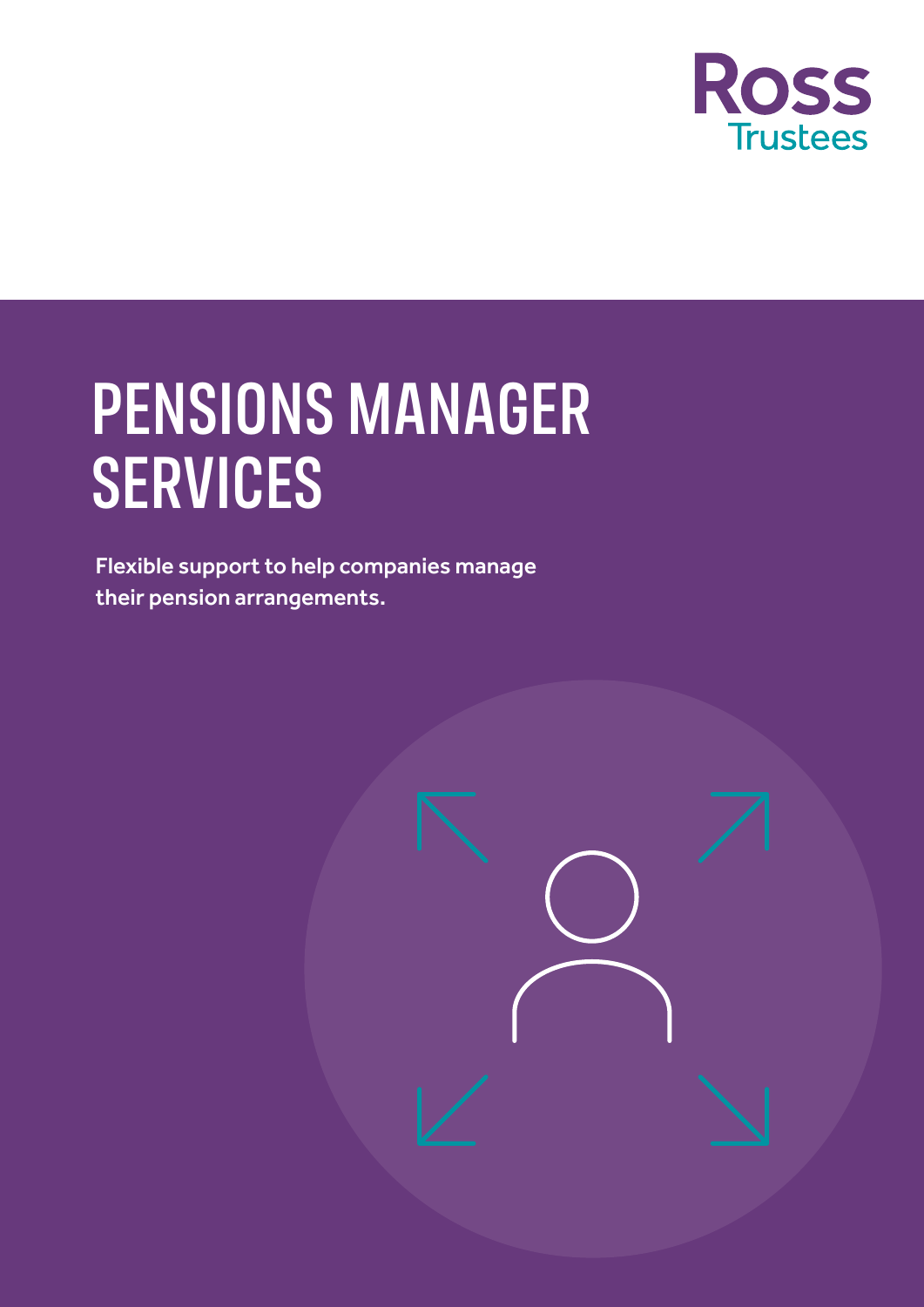Ross Trustees

# PENSIONS MANAGER SERVICES

**Flexible support to help companies manage their pension arrangements.**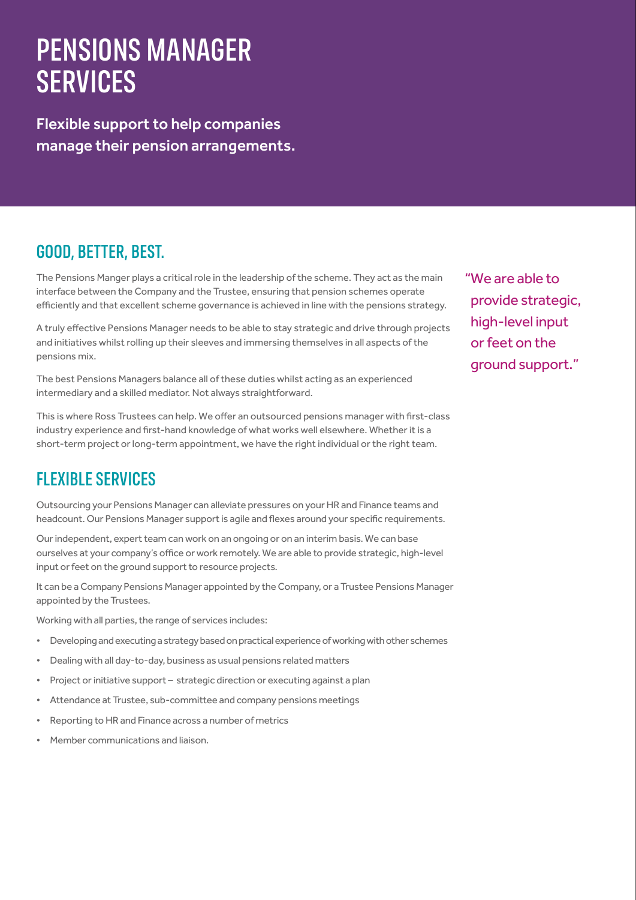# PENSIONS MANAGER SERVICES

**Flexible support to help companies manage their pension arrangements.**

## GOOD, BETTER, BEST.

The Pensions Manger plays a critical role in the leadership of the scheme. They act as the main interface between the Company and the Trustee, ensuring that pension schemes operate efficiently and that excellent scheme governance is achieved in line with the pensions strategy.

A truly effective Pensions Manager needs to be able to stay strategic and drive through projects and initiatives whilst rolling up their sleeves and immersing themselves in all aspects of the pensions mix.

The best Pensions Managers balance all of these duties whilst acting as an experienced intermediary and a skilled mediator. Not always straightforward.

This is where Ross Trustees can help. We offer an outsourced pensions manager with first-class industry experience and first-hand knowledge of what works well elsewhere. Whether it is a short-term project or long-term appointment, we have the right individual or the right team.

> "We are able to provide strategic, high-level input or feet on the ground support."

## FLEXIBLE SERVICES

Outsourcing your Pensions Manager can alleviate pressures on your HR and Finance teams and headcount. Our Pensions Manager support is agile and flexes around your specific requirements.

Our independent, expert team can work on an ongoing or on an interim basis. We can base ourselves at your company's office or work remotely. We are able to provide strategic, high-level input or feet on the ground support to resource projects.

It can be a Company Pensions Manager appointed by the Company, or a Trustee Pensions Manager appointed by the Trustees.

Working with all parties, the range of services includes:

- Developing and executing a strategy based on practical experience of working with other schemes
- Dealing with all day-to-day, business as usual pensions related matters
- Project or initiative support – strategic direction or executing against a plan
- Attendance at Trustee, sub-committee and company pensions meetings
- Reporting to HR and Finance across a number of metrics
- Member communications and liaison.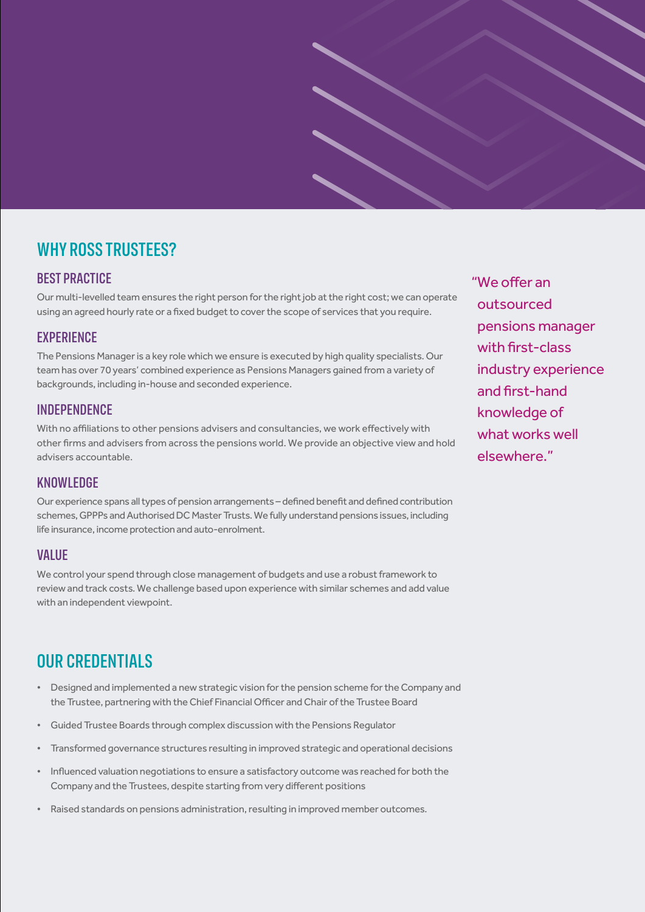## WHY ROSS TRUSTEES?

### BEST PRACTICE

Our multi-levelled team ensures the right person for the right job at the right cost; we can operate using an agreed hourly rate or a fixed budget to cover the scope of services that you require.

### EXPERIENCE

The Pensions Manager is a key role which we ensure is executed by high quality specialists. Our team has over 70 years' combined experience as Pensions Managers gained from a variety of backgrounds, including in-house and seconded experience.

### INDEPENDENCE

With no affiliations to other pensions advisers and consultancies, we work effectively with other firms and advisers from across the pensions world. We provide an objective view and hold advisers accountable.

### KNOWLEDGE

Our experience spans all types of pension arrangements – defined benefit and defined contribution schemes, GPPPs and Authorised DC Master Trusts. We fully understand pensions issues, including life insurance, income protection and auto-enrolment.

### VALUE

We control your spend through close management of budgets and use a robust framework to review and track costs. We challenge based upon experience with similar schemes and add value with an independent viewpoint.

> "We offer an outsourced pensions manager with first-class industry experience and first-hand knowledge of what works well elsewhere."

## OUR CREDENTIALS

- Designed and implemented a new strategic vision for the pension scheme for the Company and the Trustee, partnering with the Chief Financial Officer and Chair of the Trustee Board
- Guided Trustee Boards through complex discussion with the Pensions Regulator
- Transformed governance structures resulting in improved strategic and operational decisions
- Influenced valuation negotiations to ensure a satisfactory outcome was reached for both the Company and the Trustees, despite starting from very different positions
- Raised standards on pensions administration, resulting in improved member outcomes.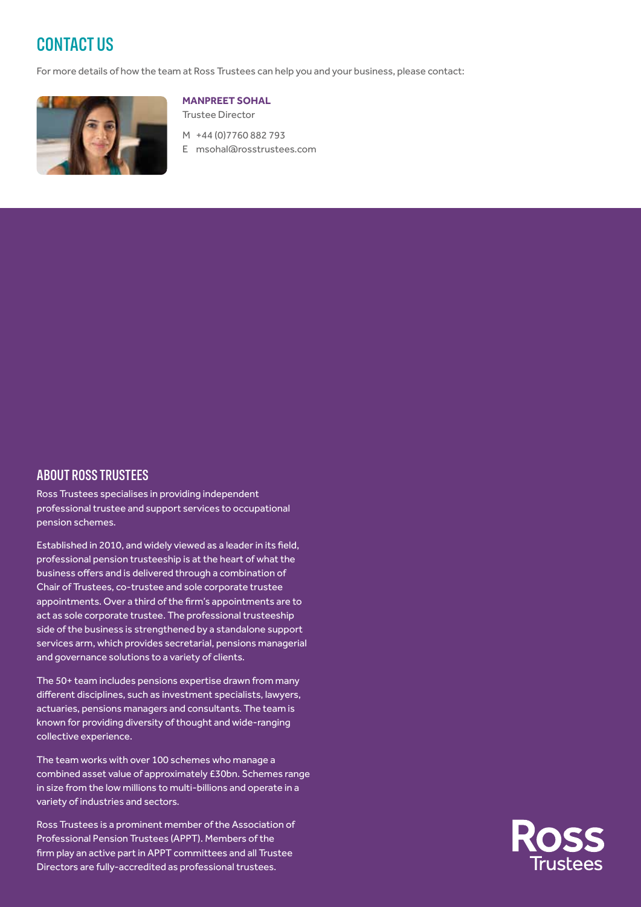## CONTACT US

For more details of how the team at Ross Trustees can help you and your business, please contact:

**MANPREET SOHAL**
Trustee Director

M +44 (0)7760 882 793
E msohal@rosstrustees.com

## ABOUT ROSS TRUSTEES

Ross Trustees specialises in providing independent professional trustee and support services to occupational pension schemes.

Established in 2010, and widely viewed as a leader in its field, professional pension trusteeship is at the heart of what the business offers and is delivered through a combination of Chair of Trustees, co-trustee and sole corporate trustee appointments. Over a third of the firm's appointments are to act as sole corporate trustee. The professional trusteeship side of the business is strengthened by a standalone support services arm, which provides secretarial, pensions managerial and governance solutions to a variety of clients.

The 50+ team includes pensions expertise drawn from many different disciplines, such as investment specialists, lawyers, actuaries, pensions managers and consultants. The team is known for providing diversity of thought and wide-ranging collective experience.

The team works with over 100 schemes who manage a combined asset value of approximately £30bn. Schemes range in size from the low millions to multi-billions and operate in a variety of industries and sectors.

Ross Trustees is a prominent member of the Association of Professional Pension Trustees (APPT). Members of the firm play an active part in APPT committees and all Trustee Directors are fully-accredited as professional trustees.

Ross Trustees